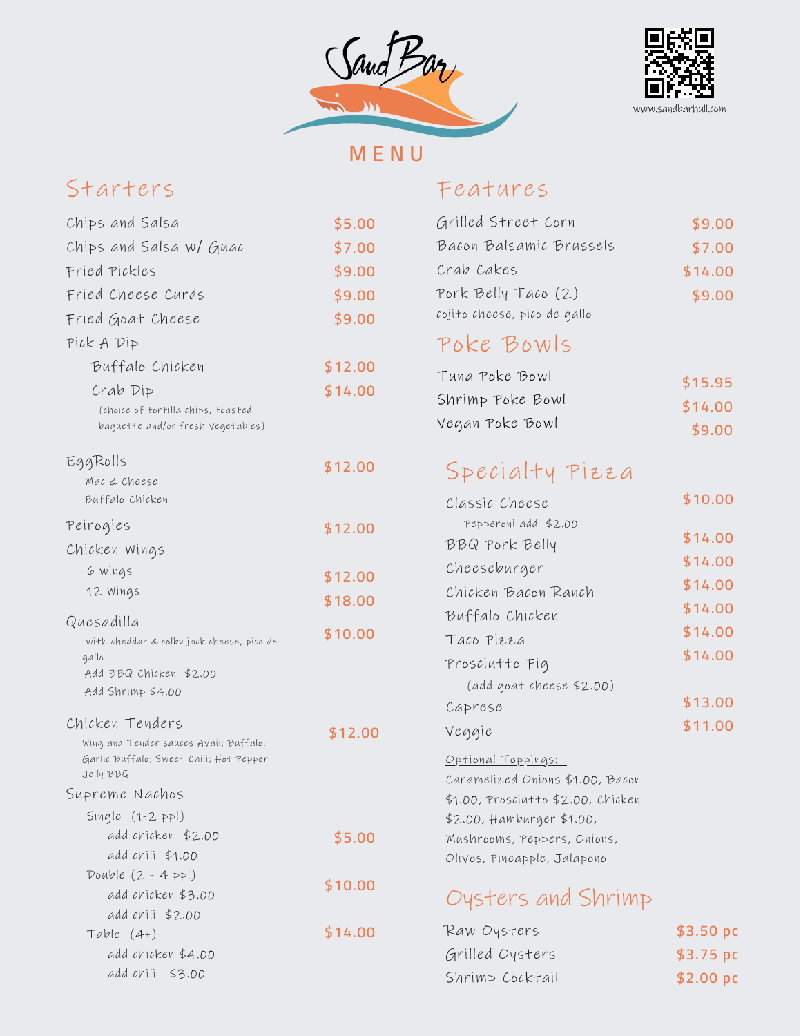# SandBar

www.sandbarhull.com

# MENU

## Starters

| Item | Price |
|---|---|
| Chips and Salsa | $5.00 |
| Chips and Salsa w/ Guac | $7.00 |
| Fried Pickles | $9.00 |
| Fried Cheese Curds | $9.00 |
| Fried Goat Cheese | $9.00 |

Pick A Dip

| Item | Price |
|---|---|
| Buffalo Chicken | $12.00 |
| Crab Dip | $14.00 |

(choice of tortilla chips, toasted baguette and/or fresh vegetables)

EggRolls — $12.00
- Mac & Cheese
- Buffalo Chicken

Peirogies — $12.00

Chicken Wings

| Item | Price |
|---|---|
| 6 wings | $12.00 |
| 12 Wings | $18.00 |

Quesadilla — $10.00
with cheddar & colby jack cheese, pico de gallo
Add BBQ Chicken $2.00
Add Shrimp $4.00

Chicken Tenders — $12.00
Wing and Tender sauces Avail: Buffalo; Garlic Buffalo; Sweet Chili; Hot Pepper Jelly BBQ

Supreme Nachos

Single (1-2 ppl) — $5.00
- add chicken $2.00
- add chili $1.00

Double (2 - 4 ppl) — $10.00
- add chicken $3.00
- add chili $2.00

Table (4+) — $14.00
- add chicken $4.00
- add chili $3.00

## Features

| Item | Price |
|---|---|
| Grilled Street Corn | $9.00 |
| Bacon Balsamic Brussels | $7.00 |
| Crab Cakes | $14.00 |
| Pork Belly Taco (2) | $9.00 |

cojito cheese, pico de gallo

## Poke Bowls

| Item | Price |
|---|---|
| Tuna Poke Bowl | $15.95 |
| Shrimp Poke Bowl | $14.00 |
| Vegan Poke Bowl | $9.00 |

## Specialty Pizza

| Item | Price |
|---|---|
| Classic Cheese | $10.00 |
| Pepperoni add $2.00 | |
| BBQ Pork Belly | $14.00 |
| Cheeseburger | $14.00 |
| Chicken Bacon Ranch | $14.00 |
| Buffalo Chicken | $14.00 |
| Taco Pizza | $14.00 |
| Prosciutto Fig | $14.00 |
| (add goat cheese $2.00) | |
| Caprese | $13.00 |
| Veggie | $11.00 |

Optional Toppings:
Caramelized Onions $1.00, Bacon $1.00, Prosciutto $2.00, Chicken $2.00, Hamburger $1.00, Mushrooms, Peppers, Onions, Olives, Pineapple, Jalapeno

## Oysters and Shrimp

| Item | Price |
|---|---|
| Raw Oysters | $3.50 pc |
| Grilled Oysters | $3.75 pc |
| Shrimp Cocktail | $2.00 pc |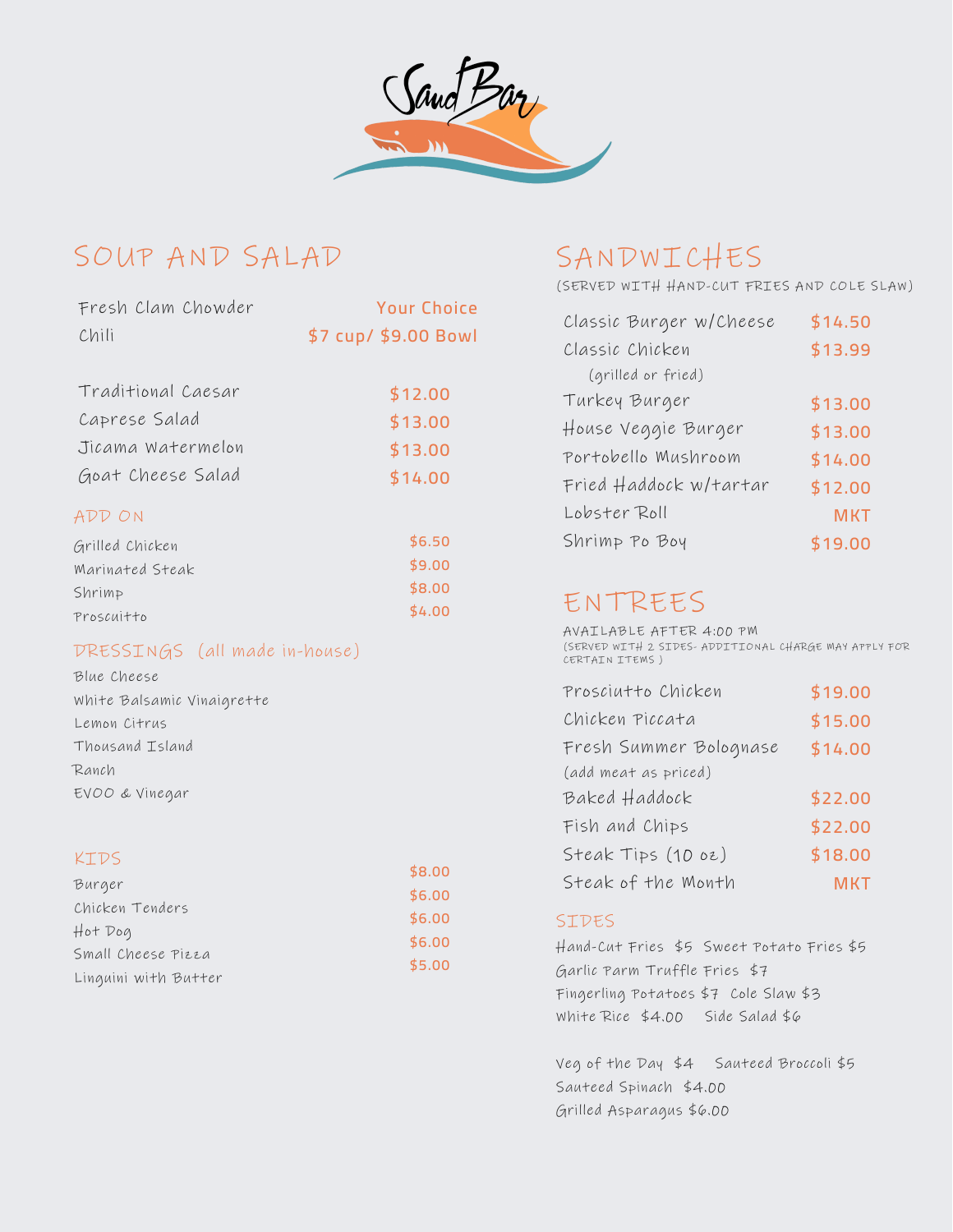# Sand Bar

## SOUP AND SALAD

| | |
|---|---|
| Fresh Clam Chowder | Your Choice |
| Chili | $7 cup/ $9.00 Bowl |

| | |
|---|---|
| Traditional Caesar | $12.00 |
| Caprese Salad | $13.00 |
| Jicama Watermelon | $13.00 |
| Goat Cheese Salad | $14.00 |

### ADD ON

| | |
|---|---|
| Grilled Chicken | $6.50 |
| Marinated Steak | $9.00 |
| Shrimp | $8.00 |
| Proscuitto | $4.00 |

### DRESSINGS (all made in-house)

Blue Cheese
White Balsamic Vinaigrette
Lemon Citrus
Thousand Island
Ranch
EVOO & Vinegar

### KIDS

| | |
|---|---|
| Burger | $8.00 |
| Chicken Tenders | $6.00 |
| Hot Dog | $6.00 |
| Small Cheese Pizza | $6.00 |
| Linguini with Butter | $5.00 |

## SANDWICHES

(SERVED WITH HAND-CUT FRIES AND COLE SLAW)

| | |
|---|---|
| Classic Burger w/Cheese | $14.50 |
| Classic Chicken (grilled or fried) | $13.99 |
| Turkey Burger | $13.00 |
| House Veggie Burger | $13.00 |
| Portobello Mushroom | $14.00 |
| Fried Haddock w/tartar | $12.00 |
| Lobster Roll | MKT |
| Shrimp Po Boy | $19.00 |

## ENTREES

AVAILABLE AFTER 4:00 PM
(SERVED WITH 2 SIDES- ADDITIONAL CHARGE MAY APPLY FOR CERTAIN ITEMS )

| | |
|---|---|
| Prosciutto Chicken | $19.00 |
| Chicken Piccata | $15.00 |
| Fresh Summer Bolognase (add meat as priced) | $14.00 |
| Baked Haddock | $22.00 |
| Fish and Chips | $22.00 |
| Steak Tips (10 oz) | $18.00 |
| Steak of the Month | MKT |

### SIDES

Hand-Cut Fries $5 Sweet Potato Fries $5
Garlic Parm Truffle Fries $7
Fingerling Potatoes $7 Cole Slaw $3
White Rice $4.00 Side Salad $6

Veg of the Day $4 Sauteed Broccoli $5
Sauteed Spinach $4.00
Grilled Asparagus $6.00